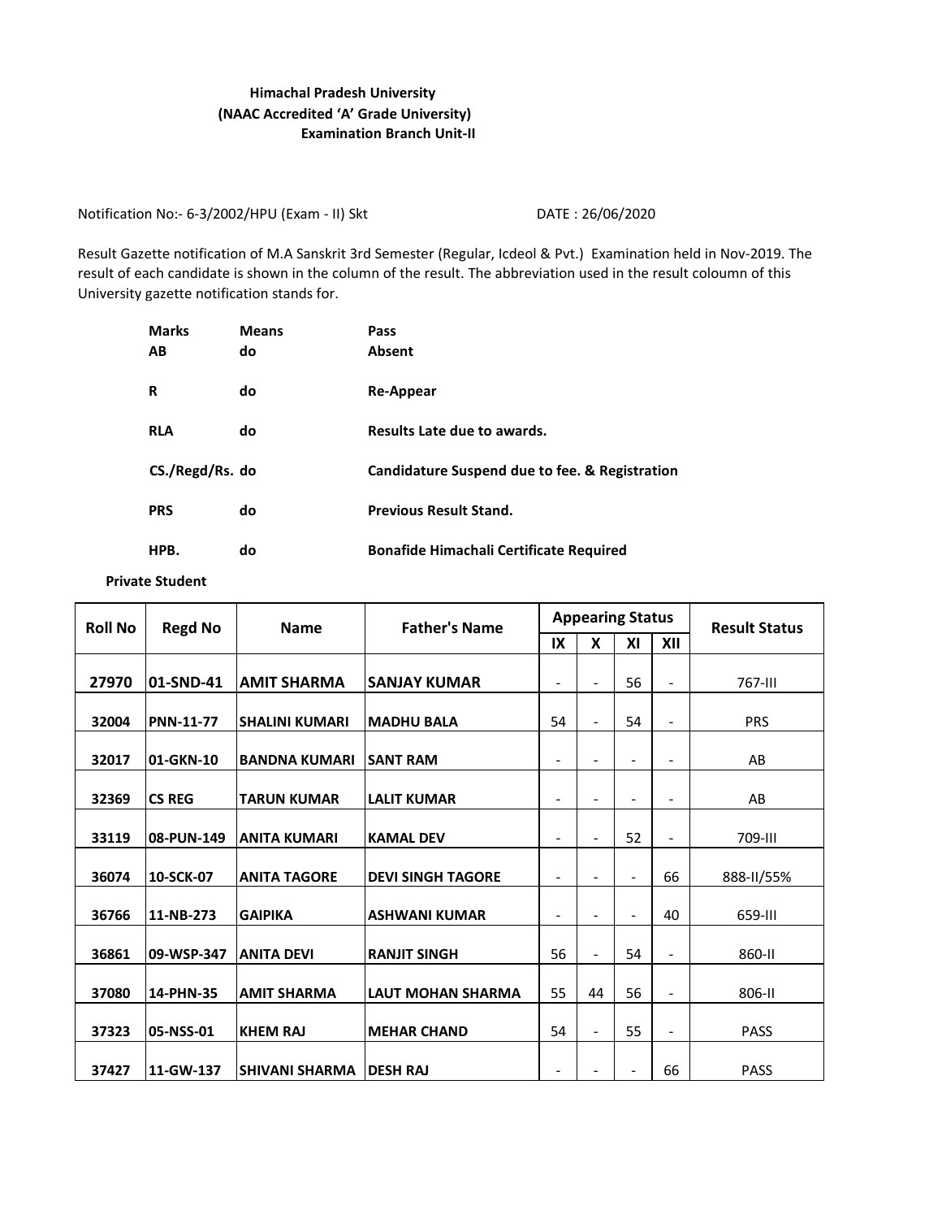**Himachal Pradesh University**
**(NAAC Accredited 'A' Grade University)**
**Examination Branch Unit-II**

Notification No:- 6-3/2002/HPU (Exam - II) Skt DATE : 26/06/2020

Result Gazette notification of M.A Sanskrit 3rd Semester (Regular, Icdeol & Pvt.) Examination held in Nov-2019. The result of each candidate is shown in the column of the result. The abbreviation used in the result coloumn of this University gazette notification stands for.

| | | |
|---|---|---|
| **Marks** | **Means** | **Pass** |
| **AB** | **do** | **Absent** |
| **R** | **do** | **Re-Appear** |
| **RLA** | **do** | **Results Late due to awards.** |
| **CS./Regd/Rs.** | **do** | **Candidature Suspend due to fee. & Registration** |
| **PRS** | **do** | **Previous Result Stand.** |
| **HPB.** | **do** | **Bonafide Himachali Certificate Required** |

**Private Student**

| Roll No | Regd No | Name | Father's Name | Appearing Status | | | | Result Status |
|---|---|---|---|---|---|---|---|---|
| | | | | IX | X | XI | XII | |
| 27970 | 01-SND-41 | AMIT SHARMA | SANJAY KUMAR | - | - | 56 | - | 767-III |
| 32004 | PNN-11-77 | SHALINI KUMARI | MADHU BALA | 54 | - | 54 | - | PRS |
| 32017 | 01-GKN-10 | BANDNA KUMARI | SANT RAM | - | - | - | - | AB |
| 32369 | CS REG | TARUN KUMAR | LALIT KUMAR | - | - | - | - | AB |
| 33119 | 08-PUN-149 | ANITA KUMARI | KAMAL DEV | - | - | 52 | - | 709-III |
| 36074 | 10-SCK-07 | ANITA TAGORE | DEVI SINGH TAGORE | - | - | - | 66 | 888-II/55% |
| 36766 | 11-NB-273 | GAIPIKA | ASHWANI KUMAR | - | - | - | 40 | 659-III |
| 36861 | 09-WSP-347 | ANITA DEVI | RANJIT SINGH | 56 | - | 54 | - | 860-II |
| 37080 | 14-PHN-35 | AMIT SHARMA | LAUT MOHAN SHARMA | 55 | 44 | 56 | - | 806-II |
| 37323 | 05-NSS-01 | KHEM RAJ | MEHAR CHAND | 54 | - | 55 | - | PASS |
| 37427 | 11-GW-137 | SHIVANI SHARMA | DESH RAJ | - | - | - | 66 | PASS |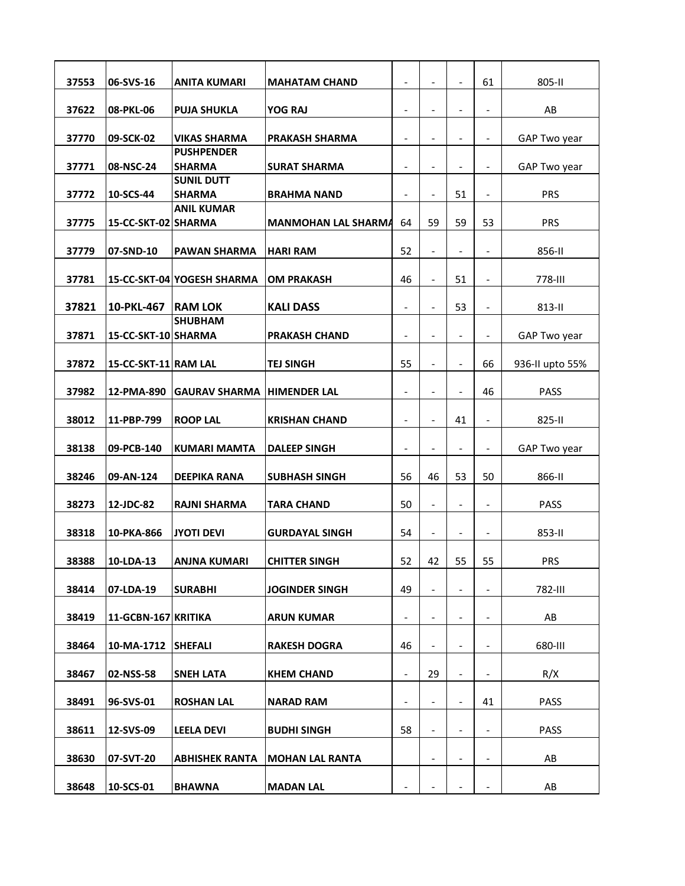| | | | | | | | | |
|---|---|---|---|---|---|---|---|---|
| 37553 | 06-SVS-16 | ANITA KUMARI | MAHATAM CHAND | - | - | - | 61 | 805-II |
| 37622 | 08-PKL-06 | PUJA SHUKLA | YOG RAJ | - | - | - | - | AB |
| 37770 | 09-SCK-02 | VIKAS SHARMA | PRAKASH SHARMA | - | - | - | - | GAP Two year |
| 37771 | 08-NSC-24 | PUSHPENDER SHARMA | SURAT SHARMA | - | - | - | - | GAP Two year |
| 37772 | 10-SCS-44 | SUNIL DUTT SHARMA | BRAHMA NAND | - | - | 51 | - | PRS |
| 37775 | 15-CC-SKT-02 | ANIL KUMAR SHARMA | MANMOHAN LAL SHARMA | 64 | 59 | 59 | 53 | PRS |
| 37779 | 07-SND-10 | PAWAN SHARMA | HARI RAM | 52 | - | - | - | 856-II |
| 37781 | 15-CC-SKT-04 | YOGESH SHARMA | OM PRAKASH | 46 | - | 51 | - | 778-III |
| 37821 | 10-PKL-467 | RAM LOK | KALI DASS | - | - | 53 | - | 813-II |
| 37871 | 15-CC-SKT-10 | SHUBHAM SHARMA | PRAKASH CHAND | - | - | - | - | GAP Two year |
| 37872 | 15-CC-SKT-11 | RAM LAL | TEJ SINGH | 55 | - | - | 66 | 936-II upto 55% |
| 37982 | 12-PMA-890 | GAURAV SHARMA | HIMENDER LAL | - | - | - | 46 | PASS |
| 38012 | 11-PBP-799 | ROOP LAL | KRISHAN CHAND | - | - | 41 | - | 825-II |
| 38138 | 09-PCB-140 | KUMARI MAMTA | DALEEP SINGH | - | - | - | - | GAP Two year |
| 38246 | 09-AN-124 | DEEPIKA RANA | SUBHASH SINGH | 56 | 46 | 53 | 50 | 866-II |
| 38273 | 12-JDC-82 | RAJNI SHARMA | TARA CHAND | 50 | - | - | - | PASS |
| 38318 | 10-PKA-866 | JYOTI DEVI | GURDAYAL SINGH | 54 | - | - | - | 853-II |
| 38388 | 10-LDA-13 | ANJNA KUMARI | CHITTER SINGH | 52 | 42 | 55 | 55 | PRS |
| 38414 | 07-LDA-19 | SURABHI | JOGINDER SINGH | 49 | - | - | - | 782-III |
| 38419 | 11-GCBN-167 | KRITIKA | ARUN KUMAR | - | - | - | - | AB |
| 38464 | 10-MA-1712 | SHEFALI | RAKESH DOGRA | 46 | - | - | - | 680-III |
| 38467 | 02-NSS-58 | SNEH LATA | KHEM CHAND | - | 29 | - | - | R/X |
| 38491 | 96-SVS-01 | ROSHAN LAL | NARAD RAM | - | - | - | 41 | PASS |
| 38611 | 12-SVS-09 | LEELA DEVI | BUDHI SINGH | 58 | - | - | - | PASS |
| 38630 | 07-SVT-20 | ABHISHEK RANTA | MOHAN LAL RANTA | | - | - | - | AB |
| 38648 | 10-SCS-01 | BHAWNA | MADAN LAL | - | - | - | - | AB |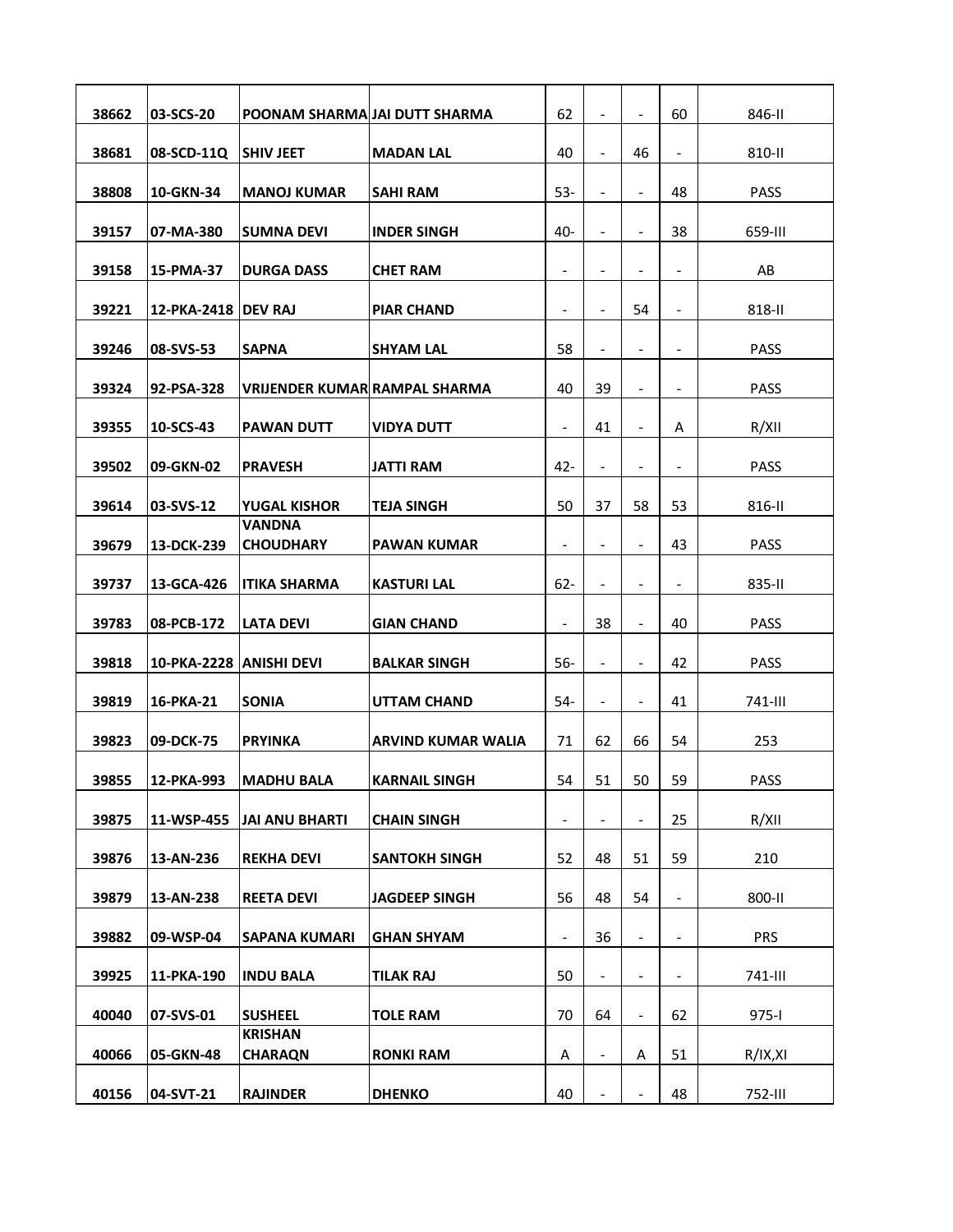| 38662 | 03-SCS-20 | POONAM SHARMA | JAI DUTT SHARMA | 62 | - | - | 60 | 846-II |
|---|---|---|---|---|---|---|---|---|
| 38681 | 08-SCD-11Q | SHIV JEET | MADAN LAL | 40 | - | 46 | - | 810-II |
| 38808 | 10-GKN-34 | MANOJ KUMAR | SAHI RAM | 53- | - | - | 48 | PASS |
| 39157 | 07-MA-380 | SUMNA DEVI | INDER SINGH | 40- | - | - | 38 | 659-III |
| 39158 | 15-PMA-37 | DURGA DASS | CHET RAM | - | - | - | - | AB |
| 39221 | 12-PKA-2418 | DEV RAJ | PIAR CHAND | - | - | 54 | - | 818-II |
| 39246 | 08-SVS-53 | SAPNA | SHYAM LAL | 58 | - | - | - | PASS |
| 39324 | 92-PSA-328 | VRIJENDER KUMAR | RAMPAL SHARMA | 40 | 39 | - | - | PASS |
| 39355 | 10-SCS-43 | PAWAN DUTT | VIDYA DUTT | - | 41 | - | A | R/XII |
| 39502 | 09-GKN-02 | PRAVESH | JATTI RAM | 42- | - | - | - | PASS |
| 39614 | 03-SVS-12 | YUGAL KISHOR | TEJA SINGH | 50 | 37 | 58 | 53 | 816-II |
| 39679 | 13-DCK-239 | VANDNA CHOUDHARY | PAWAN KUMAR | - | - | - | 43 | PASS |
| 39737 | 13-GCA-426 | ITIKA SHARMA | KASTURI LAL | 62- | - | - | - | 835-II |
| 39783 | 08-PCB-172 | LATA DEVI | GIAN CHAND | - | 38 | - | 40 | PASS |
| 39818 | 10-PKA-2228 | ANISHI DEVI | BALKAR SINGH | 56- | - | - | 42 | PASS |
| 39819 | 16-PKA-21 | SONIA | UTTAM CHAND | 54- | - | - | 41 | 741-III |
| 39823 | 09-DCK-75 | PRYINKA | ARVIND KUMAR WALIA | 71 | 62 | 66 | 54 | 253 |
| 39855 | 12-PKA-993 | MADHU BALA | KARNAIL SINGH | 54 | 51 | 50 | 59 | PASS |
| 39875 | 11-WSP-455 | JAI ANU BHARTI | CHAIN SINGH | - | - | - | 25 | R/XII |
| 39876 | 13-AN-236 | REKHA DEVI | SANTOKH SINGH | 52 | 48 | 51 | 59 | 210 |
| 39879 | 13-AN-238 | REETA DEVI | JAGDEEP SINGH | 56 | 48 | 54 | - | 800-II |
| 39882 | 09-WSP-04 | SAPANA KUMARI | GHAN SHYAM | - | 36 | - | - | PRS |
| 39925 | 11-PKA-190 | INDU BALA | TILAK RAJ | 50 | - | - | - | 741-III |
| 40040 | 07-SVS-01 | SUSHEEL | TOLE RAM | 70 | 64 | - | 62 | 975-I |
| 40066 | 05-GKN-48 | KRISHAN CHARAQN | RONKI RAM | A | - | A | 51 | R/IX,XI |
| 40156 | 04-SVT-21 | RAJINDER | DHENKO | 40 | - | - | 48 | 752-III |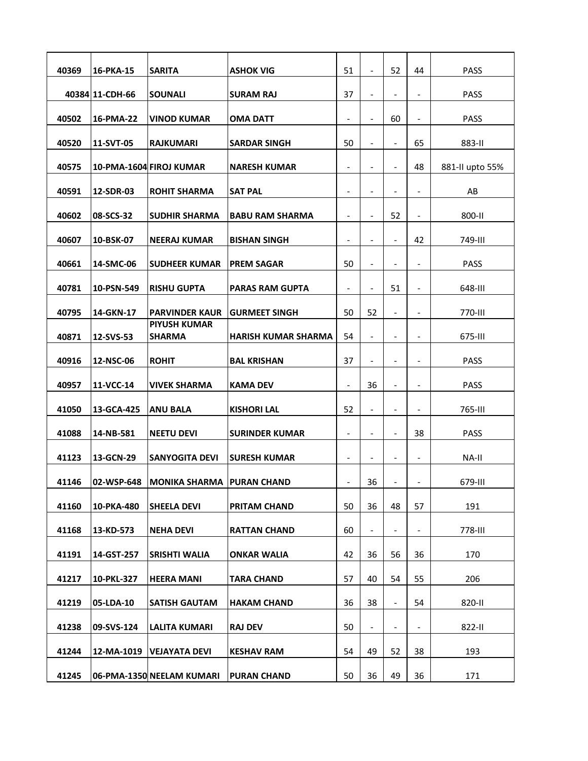| | | | | | | | | |
|---|---|---|---|---|---|---|---|---|
| 40369 | 16-PKA-15 | SARITA | ASHOK VIG | 51 | - | 52 | 44 | PASS |
| 40384 | 11-CDH-66 | SOUNALI | SURAM RAJ | 37 | - | - | - | PASS |
| 40502 | 16-PMA-22 | VINOD KUMAR | OMA DATT | - | - | 60 | - | PASS |
| 40520 | 11-SVT-05 | RAJKUMARI | SARDAR SINGH | 50 | - | - | 65 | 883-II |
| 40575 | 10-PMA-1604 | FIROJ KUMAR | NARESH KUMAR | - | - | - | 48 | 881-II upto 55% |
| 40591 | 12-SDR-03 | ROHIT SHARMA | SAT PAL | - | - | - | - | AB |
| 40602 | 08-SCS-32 | SUDHIR SHARMA | BABU RAM SHARMA | - | - | 52 | - | 800-II |
| 40607 | 10-BSK-07 | NEERAJ KUMAR | BISHAN SINGH | - | - | - | 42 | 749-III |
| 40661 | 14-SMC-06 | SUDHEER KUMAR | PREM SAGAR | 50 | - | - | - | PASS |
| 40781 | 10-PSN-549 | RISHU GUPTA | PARAS RAM GUPTA | - | - | 51 | - | 648-III |
| 40795 | 14-GKN-17 | PARVINDER KAUR | GURMEET SINGH | 50 | 52 | - | - | 770-III |
| 40871 | 12-SVS-53 | PIYUSH KUMAR SHARMA | HARISH KUMAR SHARMA | 54 | - | - | - | 675-III |
| 40916 | 12-NSC-06 | ROHIT | BAL KRISHAN | 37 | - | - | - | PASS |
| 40957 | 11-VCC-14 | VIVEK SHARMA | KAMA DEV | - | 36 | - | - | PASS |
| 41050 | 13-GCA-425 | ANU BALA | KISHORI LAL | 52 | - | - | - | 765-III |
| 41088 | 14-NB-581 | NEETU DEVI | SURINDER KUMAR | - | - | - | 38 | PASS |
| 41123 | 13-GCN-29 | SANYOGITA DEVI | SURESH KUMAR | - | - | - | - | NA-II |
| 41146 | 02-WSP-648 | MONIKA SHARMA | PURAN CHAND | - | 36 | - | - | 679-III |
| 41160 | 10-PKA-480 | SHEELA DEVI | PRITAM CHAND | 50 | 36 | 48 | 57 | 191 |
| 41168 | 13-KD-573 | NEHA DEVI | RATTAN CHAND | 60 | - | - | - | 778-III |
| 41191 | 14-GST-257 | SRISHTI WALIA | ONKAR WALIA | 42 | 36 | 56 | 36 | 170 |
| 41217 | 10-PKL-327 | HEERA MANI | TARA CHAND | 57 | 40 | 54 | 55 | 206 |
| 41219 | 05-LDA-10 | SATISH GAUTAM | HAKAM CHAND | 36 | 38 | - | 54 | 820-II |
| 41238 | 09-SVS-124 | LALITA KUMARI | RAJ DEV | 50 | - | - | - | 822-II |
| 41244 | 12-MA-1019 | VEJAYATA DEVI | KESHAV RAM | 54 | 49 | 52 | 38 | 193 |
| 41245 | 06-PMA-1350 | NEELAM KUMARI | PURAN CHAND | 50 | 36 | 49 | 36 | 171 |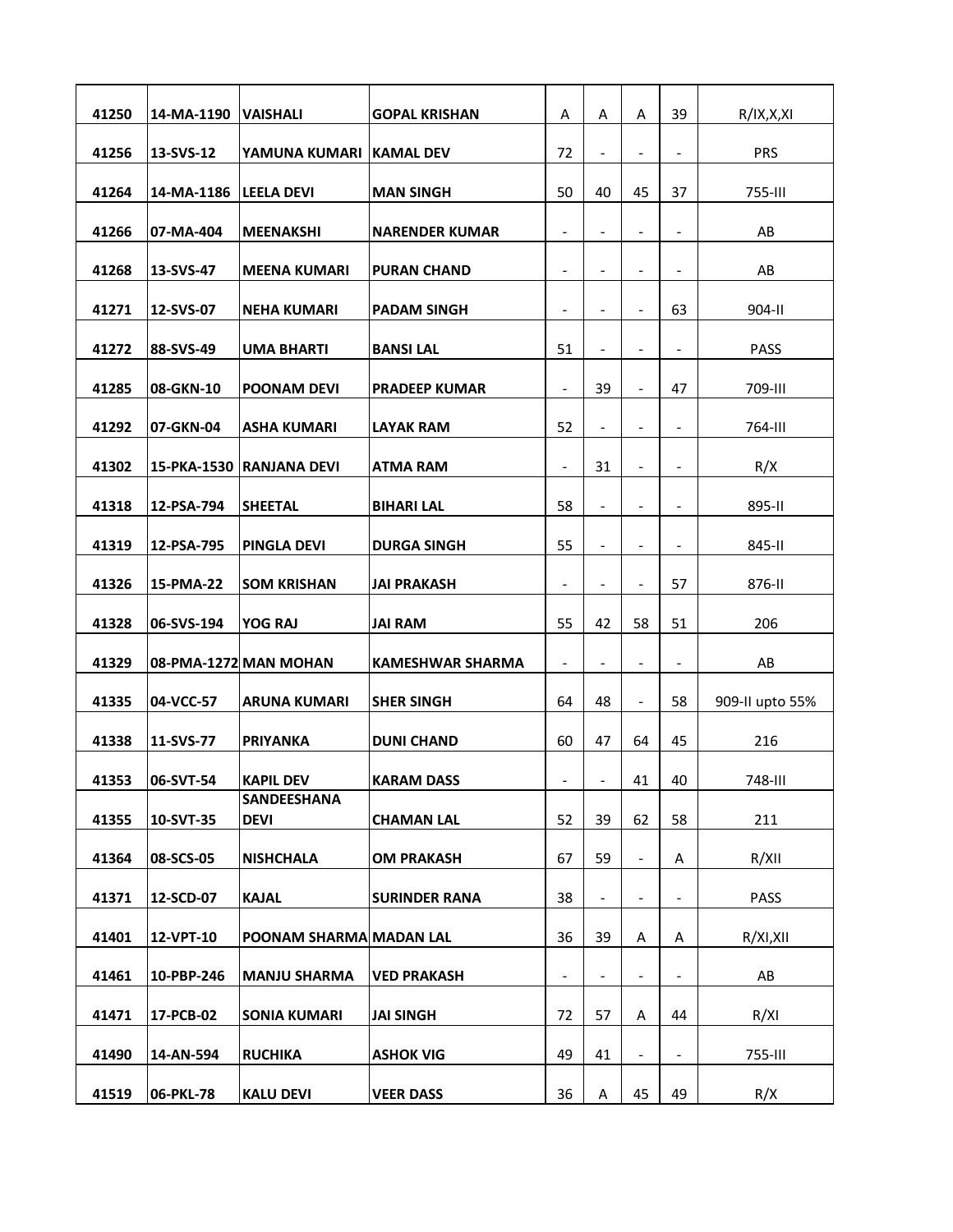| | | | | | | | | |
|---|---|---|---|---|---|---|---|---|
| 41250 | 14-MA-1190 | **VAISHALI** | **GOPAL KRISHAN** | A | A | A | 39 | R/IX,X,XI |
| 41256 | 13-SVS-12 | **YAMUNA KUMARI** | **KAMAL DEV** | 72 | - | - | - | PRS |
| 41264 | 14-MA-1186 | **LEELA DEVI** | **MAN SINGH** | 50 | 40 | 45 | 37 | 755-III |
| 41266 | 07-MA-404 | **MEENAKSHI** | **NARENDER KUMAR** | - | - | - | - | AB |
| 41268 | 13-SVS-47 | **MEENA KUMARI** | **PURAN CHAND** | - | - | - | - | AB |
| 41271 | 12-SVS-07 | **NEHA KUMARI** | **PADAM SINGH** | - | - | - | 63 | 904-II |
| 41272 | 88-SVS-49 | **UMA BHARTI** | **BANSI LAL** | 51 | - | - | - | PASS |
| 41285 | 08-GKN-10 | **POONAM DEVI** | **PRADEEP KUMAR** | - | 39 | - | 47 | 709-III |
| 41292 | 07-GKN-04 | **ASHA KUMARI** | **LAYAK RAM** | 52 | - | - | - | 764-III |
| 41302 | 15-PKA-1530 | **RANJANA DEVI** | **ATMA RAM** | - | 31 | - | - | R/X |
| 41318 | 12-PSA-794 | **SHEETAL** | **BIHARI LAL** | 58 | - | - | - | 895-II |
| 41319 | 12-PSA-795 | **PINGLA DEVI** | **DURGA SINGH** | 55 | - | - | - | 845-II |
| 41326 | 15-PMA-22 | **SOM KRISHAN** | **JAI PRAKASH** | - | - | - | 57 | 876-II |
| 41328 | 06-SVS-194 | **YOG RAJ** | **JAI RAM** | 55 | 42 | 58 | 51 | 206 |
| 41329 | 08-PMA-1272 | **MAN MOHAN** | **KAMESHWAR SHARMA** | - | - | - | - | AB |
| 41335 | 04-VCC-57 | **ARUNA KUMARI** | **SHER SINGH** | 64 | 48 | - | 58 | 909-II upto 55% |
| 41338 | 11-SVS-77 | **PRIYANKA** | **DUNI CHAND** | 60 | 47 | 64 | 45 | 216 |
| 41353 | 06-SVT-54 | **KAPIL DEV** | **KARAM DASS** | - | - | 41 | 40 | 748-III |
| 41355 | 10-SVT-35 | **SANDEESHANA DEVI** | **CHAMAN LAL** | 52 | 39 | 62 | 58 | 211 |
| 41364 | 08-SCS-05 | **NISHCHALA** | **OM PRAKASH** | 67 | 59 | - | A | R/XII |
| 41371 | 12-SCD-07 | **KAJAL** | **SURINDER RANA** | 38 | - | - | - | PASS |
| 41401 | 12-VPT-10 | **POONAM SHARMA** | **MADAN LAL** | 36 | 39 | A | A | R/XI,XII |
| 41461 | 10-PBP-246 | **MANJU SHARMA** | **VED PRAKASH** | - | - | - | - | AB |
| 41471 | 17-PCB-02 | **SONIA KUMARI** | **JAI SINGH** | 72 | 57 | A | 44 | R/XI |
| 41490 | 14-AN-594 | **RUCHIKA** | **ASHOK VIG** | 49 | 41 | - | - | 755-III |
| 41519 | 06-PKL-78 | **KALU DEVI** | **VEER DASS** | 36 | A | 45 | 49 | R/X |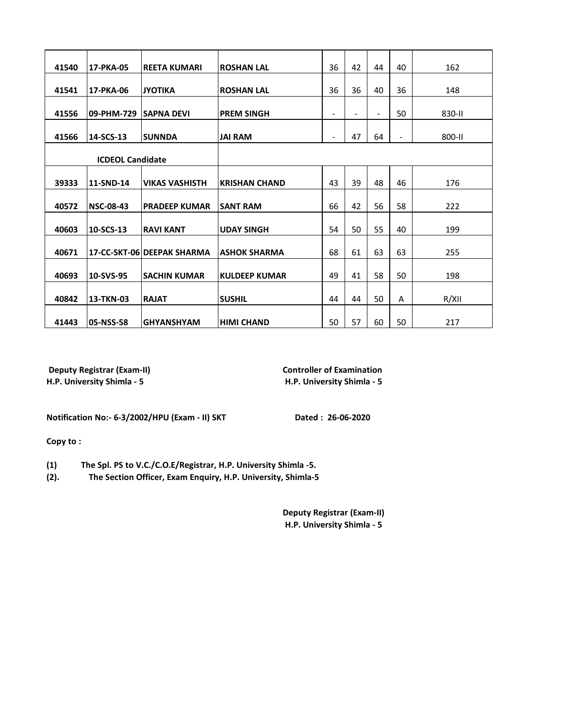| | | | | | | | | |
|---|---|---|---|---|---|---|---|---|
| 41540 | 17-PKA-05 | REETA KUMARI | ROSHAN LAL | 36 | 42 | 44 | 40 | 162 |
| 41541 | 17-PKA-06 | JYOTIKA | ROSHAN LAL | 36 | 36 | 40 | 36 | 148 |
| 41556 | 09-PHM-729 | SAPNA DEVI | PREM SINGH | - | - | - | 50 | 830-II |
| 41566 | 14-SCS-13 | SUNNDA | JAI RAM | - | 47 | 64 | - | 800-II |
| | ICDEOL Candidate | | | | | | | |
| 39333 | 11-SND-14 | VIKAS VASHISTH | KRISHAN CHAND | 43 | 39 | 48 | 46 | 176 |
| 40572 | NSC-08-43 | PRADEEP KUMAR | SANT RAM | 66 | 42 | 56 | 58 | 222 |
| 40603 | 10-SCS-13 | RAVI KANT | UDAY SINGH | 54 | 50 | 55 | 40 | 199 |
| 40671 | 17-CC-SKT-06 | DEEPAK SHARMA | ASHOK SHARMA | 68 | 61 | 63 | 63 | 255 |
| 40693 | 10-SVS-95 | SACHIN KUMAR | KULDEEP KUMAR | 49 | 41 | 58 | 50 | 198 |
| 40842 | 13-TKN-03 | RAJAT | SUSHIL | 44 | 44 | 50 | A | R/XII |
| 41443 | 05-NSS-58 | GHYANSHYAM | HIMI CHAND | 50 | 57 | 60 | 50 | 217 |

**Deputy Registrar (Exam-II)**
**H.P. University Shimla - 5**

**Controller of Examination**
**H.P. University Shimla - 5**

**Notification No:- 6-3/2002/HPU (Exam - II) SKT** **Dated : 26-06-2020**

**Copy to :**

**(1)** **The Spl. PS to V.C./C.O.E/Registrar, H.P. University Shimla -5.**
**(2).** **The Section Officer, Exam Enquiry, H.P. University, Shimla-5**

**Deputy Registrar (Exam-II)**
**H.P. University Shimla - 5**